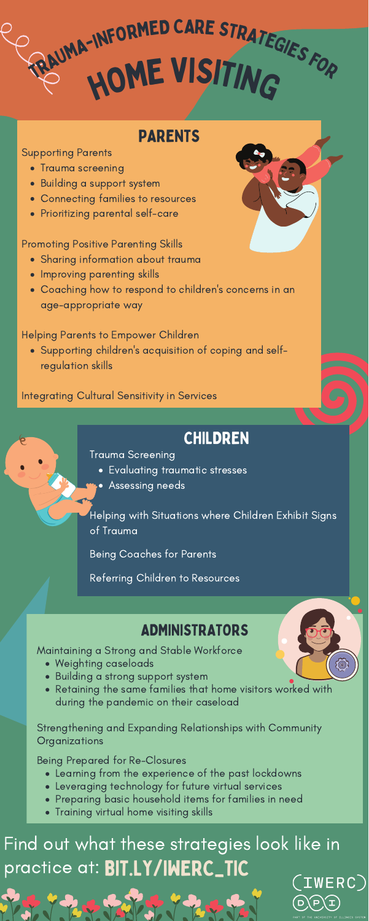# Trauma-Informed Care Strategies for Home Visiting

## Parents

Supporting Parents

- Trauma screening
- Building a support system
- Connecting families to resources
- Prioritizing parental self-care

Promoting Positive Parenting Skills

- Sharing information about trauma
- Improving parenting skills
- Coaching how to respond to children's concerns in an age-appropriate way

Helping Parents to Empower Children

- Supporting children's acquisition of coping and self-regulation skills

Integrating Cultural Sensitivity in Services

## Children

Trauma Screening

- Evaluating traumatic stresses
- Assessing needs

Helping with Situations where Children Exhibit Signs of Trauma

Being Coaches for Parents

Referring Children to Resources

## Administrators

Maintaining a Strong and Stable Workforce

- Weighting caseloads
- Building a strong support system
- Retaining the same families that home visitors worked with during the pandemic on their caseload

Strengthening and Expanding Relationships with Community Organizations

Being Prepared for Re-Closures

- Learning from the experience of the past lockdowns
- Leveraging technology for future virtual services
- Preparing basic household items for families in need
- Training virtual home visiting skills

Find out what these strategies look like in practice at: **BIT.LY/IWERC_TIC**

IWERC DPI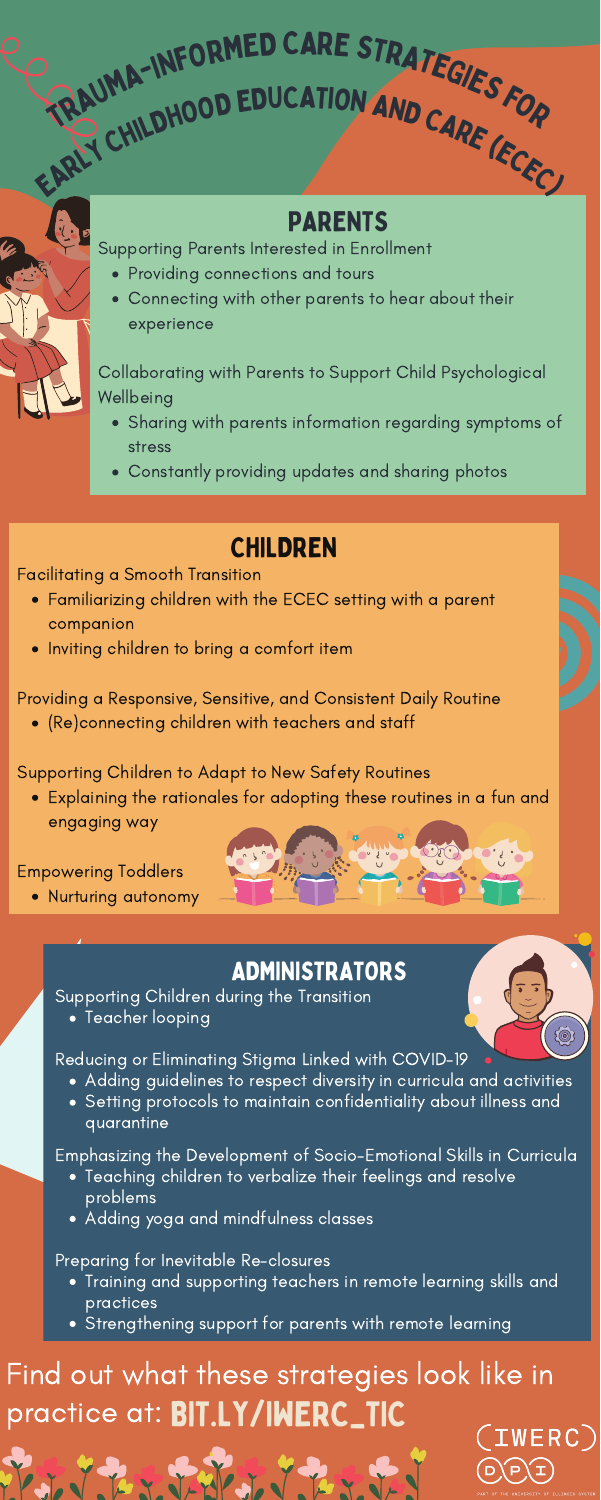# Trauma-Informed Care Strategies for Early Childhood Education and Care (ECEC)

## Parents

Supporting Parents Interested in Enrollment

- Providing connections and tours
- Connecting with other parents to hear about their experience

Collaborating with Parents to Support Child Psychological Wellbeing

- Sharing with parents information regarding symptoms of stress
- Constantly providing updates and sharing photos

## Children

Facilitating a Smooth Transition

- Familiarizing children with the ECEC setting with a parent companion
- Inviting children to bring a comfort item

Providing a Responsive, Sensitive, and Consistent Daily Routine

- (Re)connecting children with teachers and staff

Supporting Children to Adapt to New Safety Routines

- Explaining the rationales for adopting these routines in a fun and engaging way

Empowering Toddlers

- Nurturing autonomy

## Administrators

Supporting Children during the Transition

- Teacher looping

Reducing or Eliminating Stigma Linked with COVID-19

- Adding guidelines to respect diversity in curricula and activities
- Setting protocols to maintain confidentiality about illness and quarantine

Emphasizing the Development of Socio-Emotional Skills in Curricula

- Teaching children to verbalize their feelings and resolve problems
- Adding yoga and mindfulness classes

Preparing for Inevitable Re-closures

- Training and supporting teachers in remote learning skills and practices
- Strengthening support for parents with remote learning

Find out what these strategies look like in practice at: **BIT.LY/IWERC_TIC**

IWERC

DPI